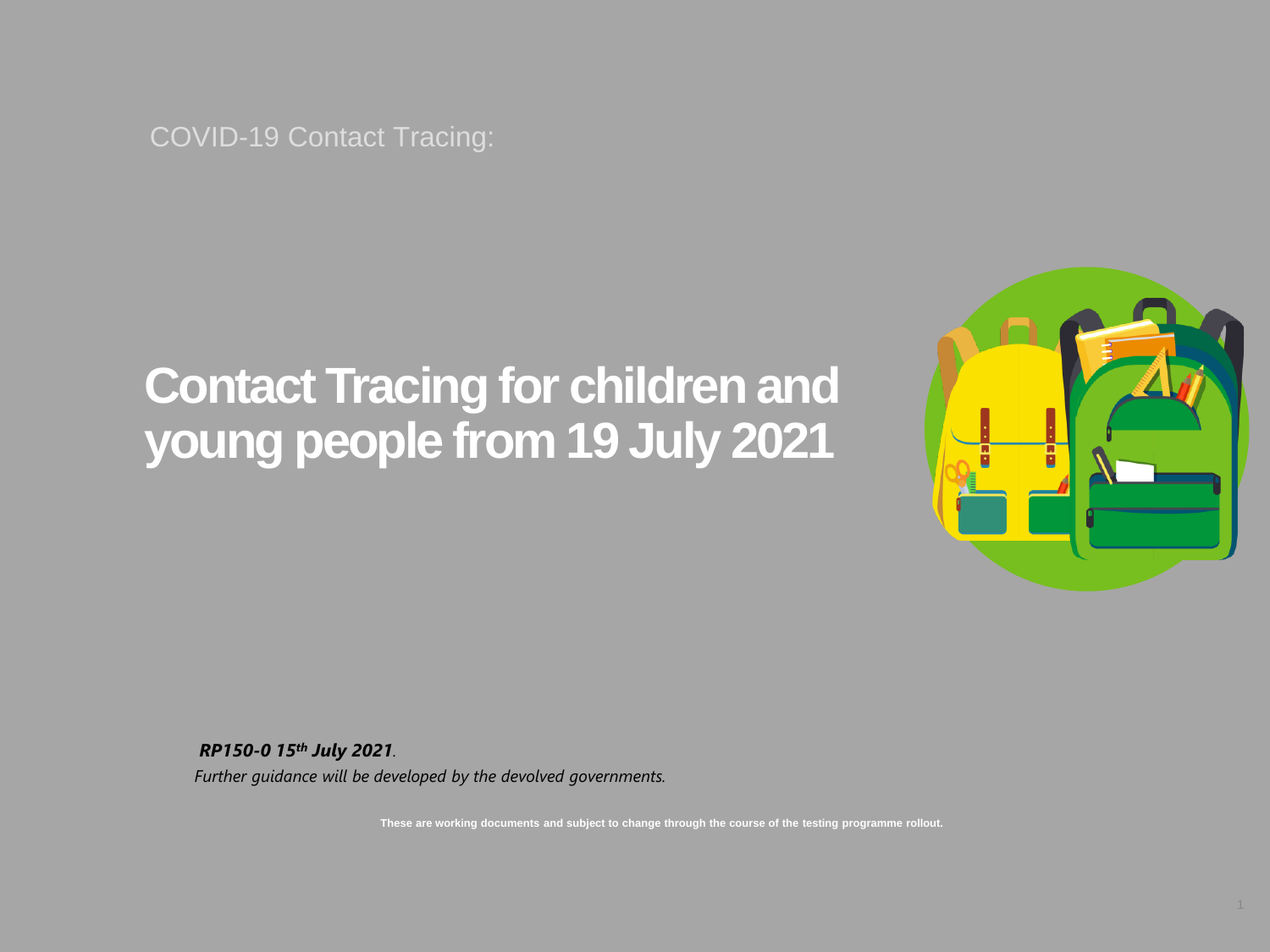COVID-19 Contact Tracing:

# Contact Tracing for children and young people from 19 July 2021

***RP150-0 15th July 2021***.

*Further guidance will be developed by the devolved governments.*

**These are working documents and subject to change through the course of the testing programme rollout.**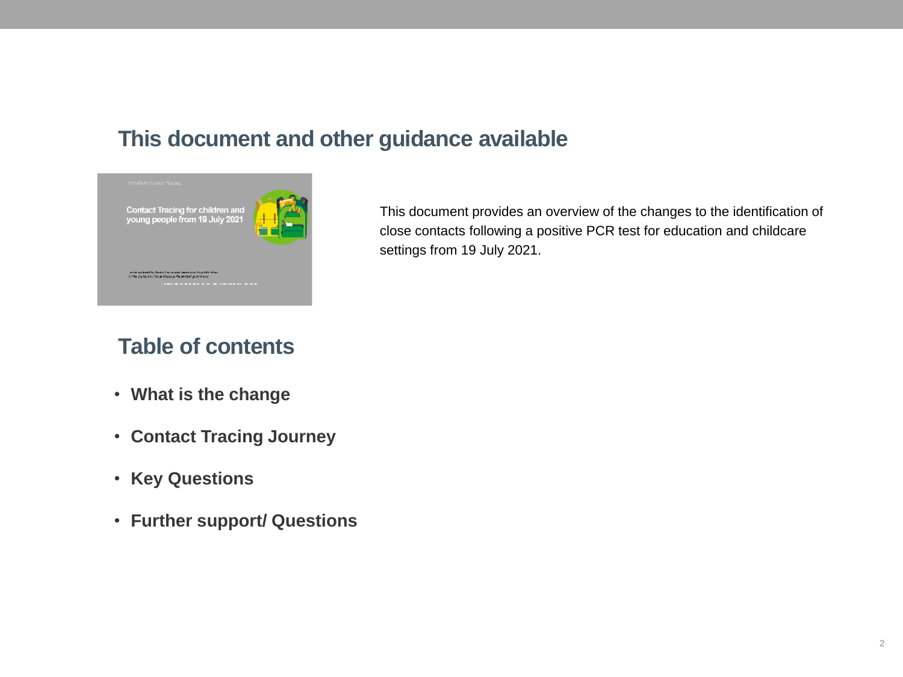## This document and other guidance available

This document provides an overview of the changes to the identification of close contacts following a positive PCR test for education and childcare settings from 19 July 2021.

## Table of contents

- **What is the change**
- **Contact Tracing Journey**
- **Key Questions**
- **Further support/ Questions**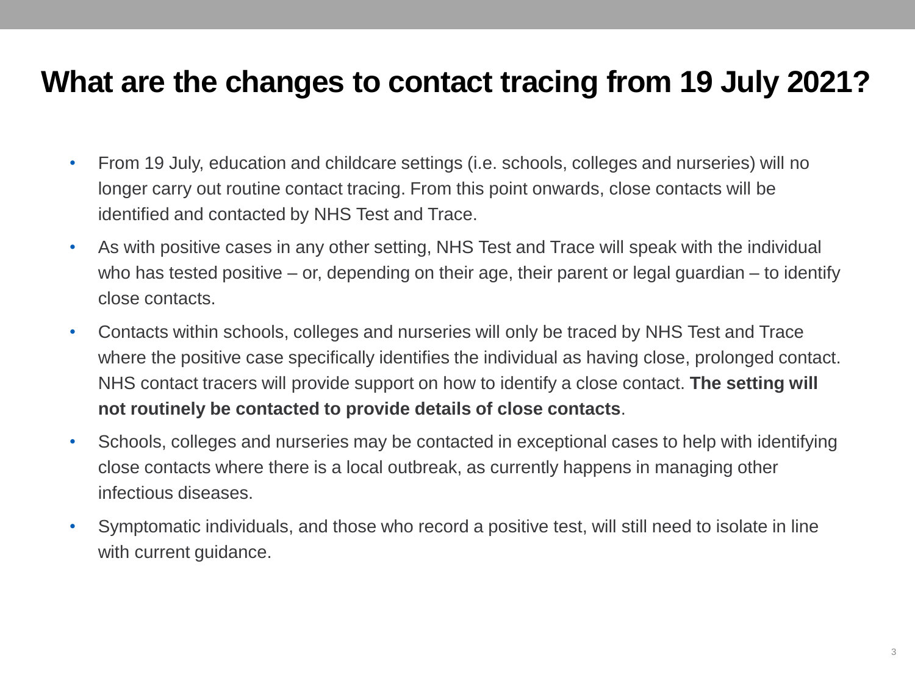# What are the changes to contact tracing from 19 July 2021?

- From 19 July, education and childcare settings (i.e. schools, colleges and nurseries) will no longer carry out routine contact tracing. From this point onwards, close contacts will be identified and contacted by NHS Test and Trace.
- As with positive cases in any other setting, NHS Test and Trace will speak with the individual who has tested positive – or, depending on their age, their parent or legal guardian – to identify close contacts.
- Contacts within schools, colleges and nurseries will only be traced by NHS Test and Trace where the positive case specifically identifies the individual as having close, prolonged contact. NHS contact tracers will provide support on how to identify a close contact. **The setting will not routinely be contacted to provide details of close contacts**.
- Schools, colleges and nurseries may be contacted in exceptional cases to help with identifying close contacts where there is a local outbreak, as currently happens in managing other infectious diseases.
- Symptomatic individuals, and those who record a positive test, will still need to isolate in line with current guidance.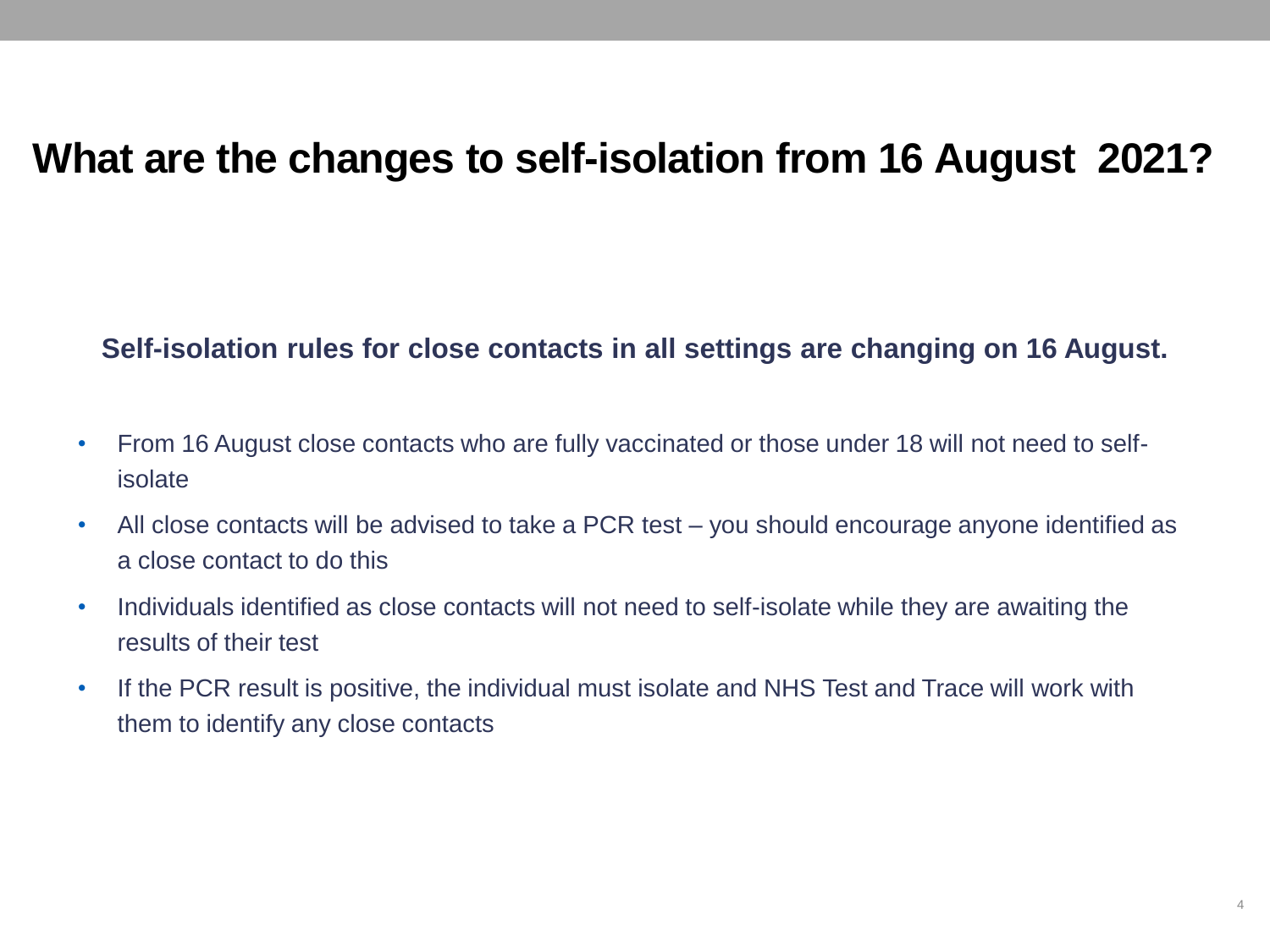# What are the changes to self-isolation from 16 August 2021?

**Self-isolation rules for close contacts in all settings are changing on 16 August.**

- From 16 August close contacts who are fully vaccinated or those under 18 will not need to self-isolate
- All close contacts will be advised to take a PCR test – you should encourage anyone identified as a close contact to do this
- Individuals identified as close contacts will not need to self-isolate while they are awaiting the results of their test
- If the PCR result is positive, the individual must isolate and NHS Test and Trace will work with them to identify any close contacts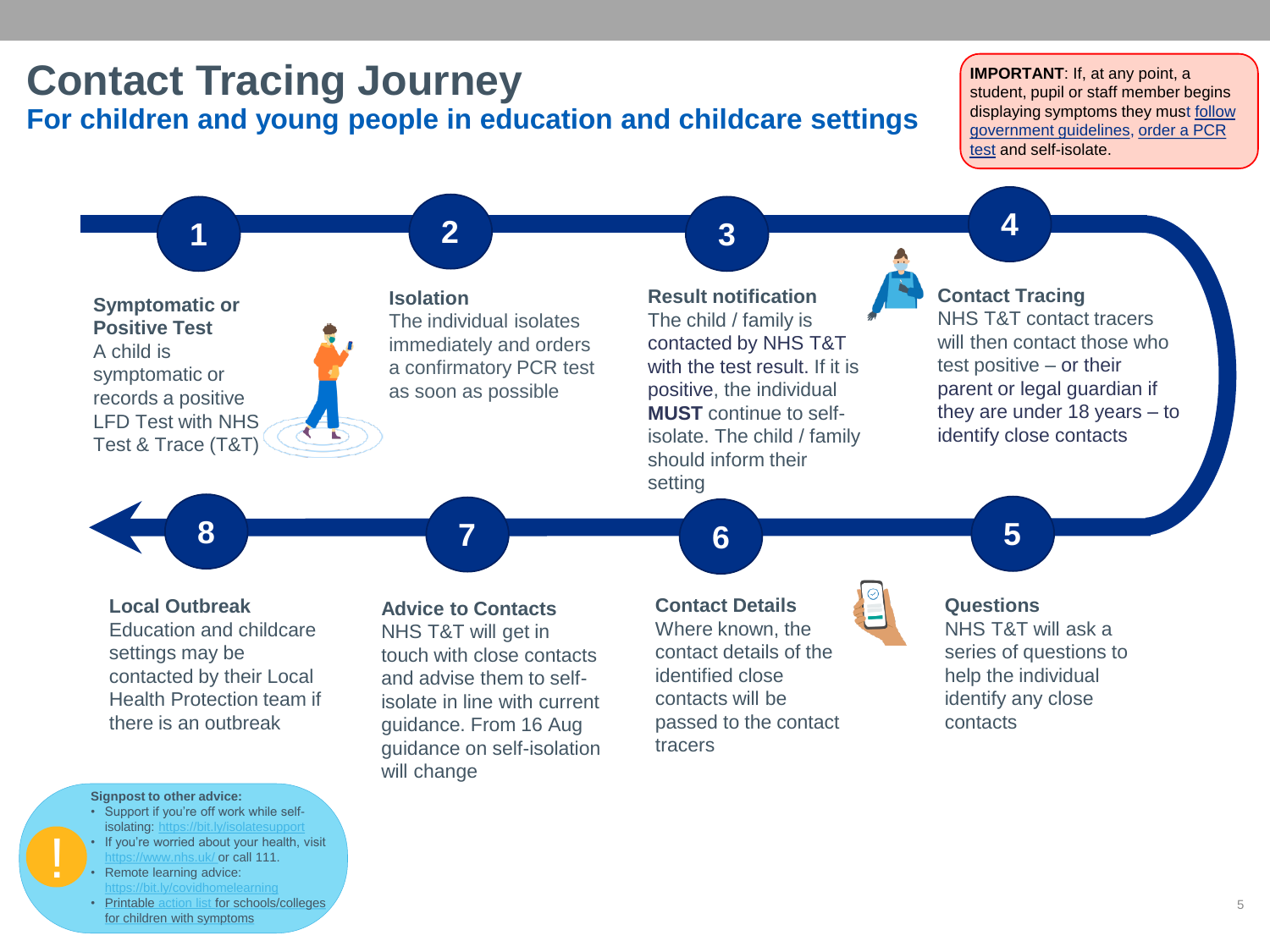# Contact Tracing Journey

## For children and young people in education and childcare settings

**IMPORTANT**: If, at any point, a student, pupil or staff member begins displaying symptoms they must follow government guidelines, order a PCR test and self-isolate.

### 1. Symptomatic or Positive Test

A child is symptomatic or records a positive LFD Test with NHS Test & Trace (T&T)

### 2. Isolation

The individual isolates immediately and orders a confirmatory PCR test as soon as possible

### 3. Result notification

The child / family is contacted by NHS T&T with the test result. If it is positive, the individual **MUST** continue to self-isolate. The child / family should inform their setting

### 4. Contact Tracing

NHS T&T contact tracers will then contact those who test positive – or their parent or legal guardian if they are under 18 years – to identify close contacts

### 5. Questions

NHS T&T will ask a series of questions to help the individual identify any close contacts

### 6. Contact Details

Where known, the contact details of the identified close contacts will be passed to the contact tracers

### 7. Advice to Contacts

NHS T&T will get in touch with close contacts and advise them to self-isolate in line with current guidance. From 16 Aug guidance on self-isolation will change

### 8. Local Outbreak

Education and childcare settings may be contacted by their Local Health Protection team if there is an outbreak

**Signpost to other advice:**

- Support if you're off work while self-isolating: https://bit.ly/isolatesupport
- If you're worried about your health, visit https://www.nhs.uk/ or call 111.
- Remote learning advice: https://bit.ly/covidhomelearning
- Printable action list for schools/colleges for children with symptoms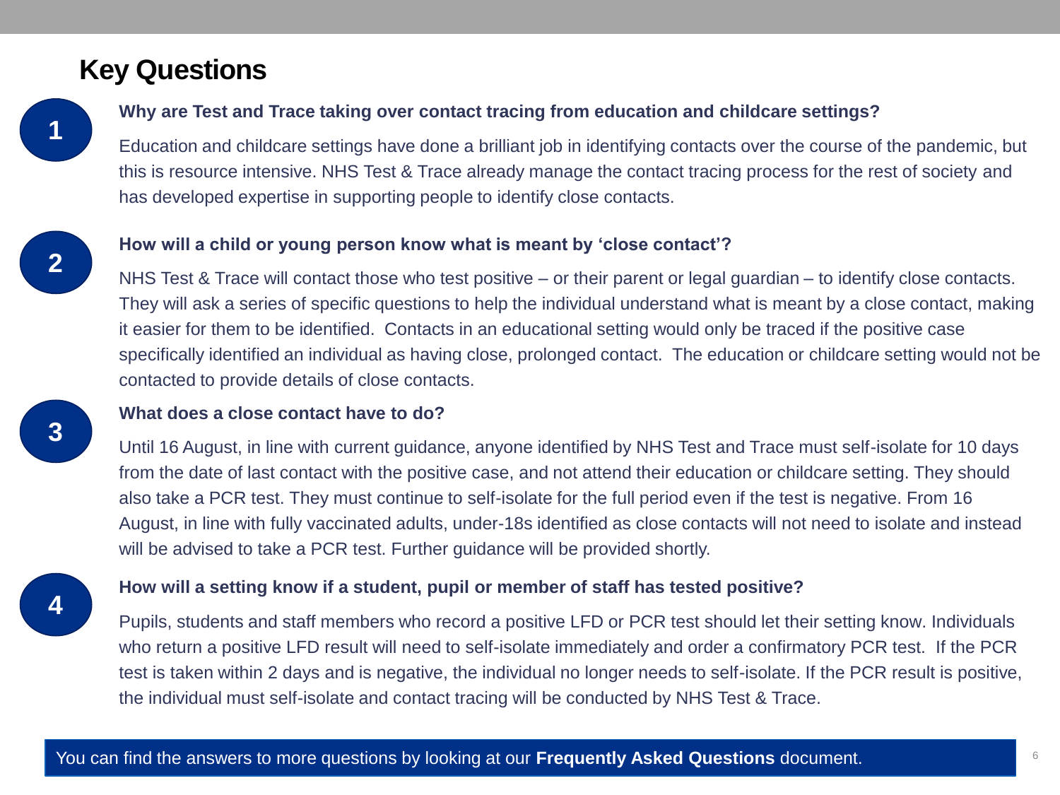## Key Questions

### 1. Why are Test and Trace taking over contact tracing from education and childcare settings?

Education and childcare settings have done a brilliant job in identifying contacts over the course of the pandemic, but this is resource intensive. NHS Test & Trace already manage the contact tracing process for the rest of society and has developed expertise in supporting people to identify close contacts.

### 2. How will a child or young person know what is meant by 'close contact'?

NHS Test & Trace will contact those who test positive – or their parent or legal guardian – to identify close contacts. They will ask a series of specific questions to help the individual understand what is meant by a close contact, making it easier for them to be identified. Contacts in an educational setting would only be traced if the positive case specifically identified an individual as having close, prolonged contact. The education or childcare setting would not be contacted to provide details of close contacts.

### 3. What does a close contact have to do?

Until 16 August, in line with current guidance, anyone identified by NHS Test and Trace must self-isolate for 10 days from the date of last contact with the positive case, and not attend their education or childcare setting. They should also take a PCR test. They must continue to self-isolate for the full period even if the test is negative. From 16 August, in line with fully vaccinated adults, under-18s identified as close contacts will not need to isolate and instead will be advised to take a PCR test. Further guidance will be provided shortly.

### 4. How will a setting know if a student, pupil or member of staff has tested positive?

Pupils, students and staff members who record a positive LFD or PCR test should let their setting know. Individuals who return a positive LFD result will need to self-isolate immediately and order a confirmatory PCR test. If the PCR test is taken within 2 days and is negative, the individual no longer needs to self-isolate. If the PCR result is positive, the individual must self-isolate and contact tracing will be conducted by NHS Test & Trace.

You can find the answers to more questions by looking at our **Frequently Asked Questions** document.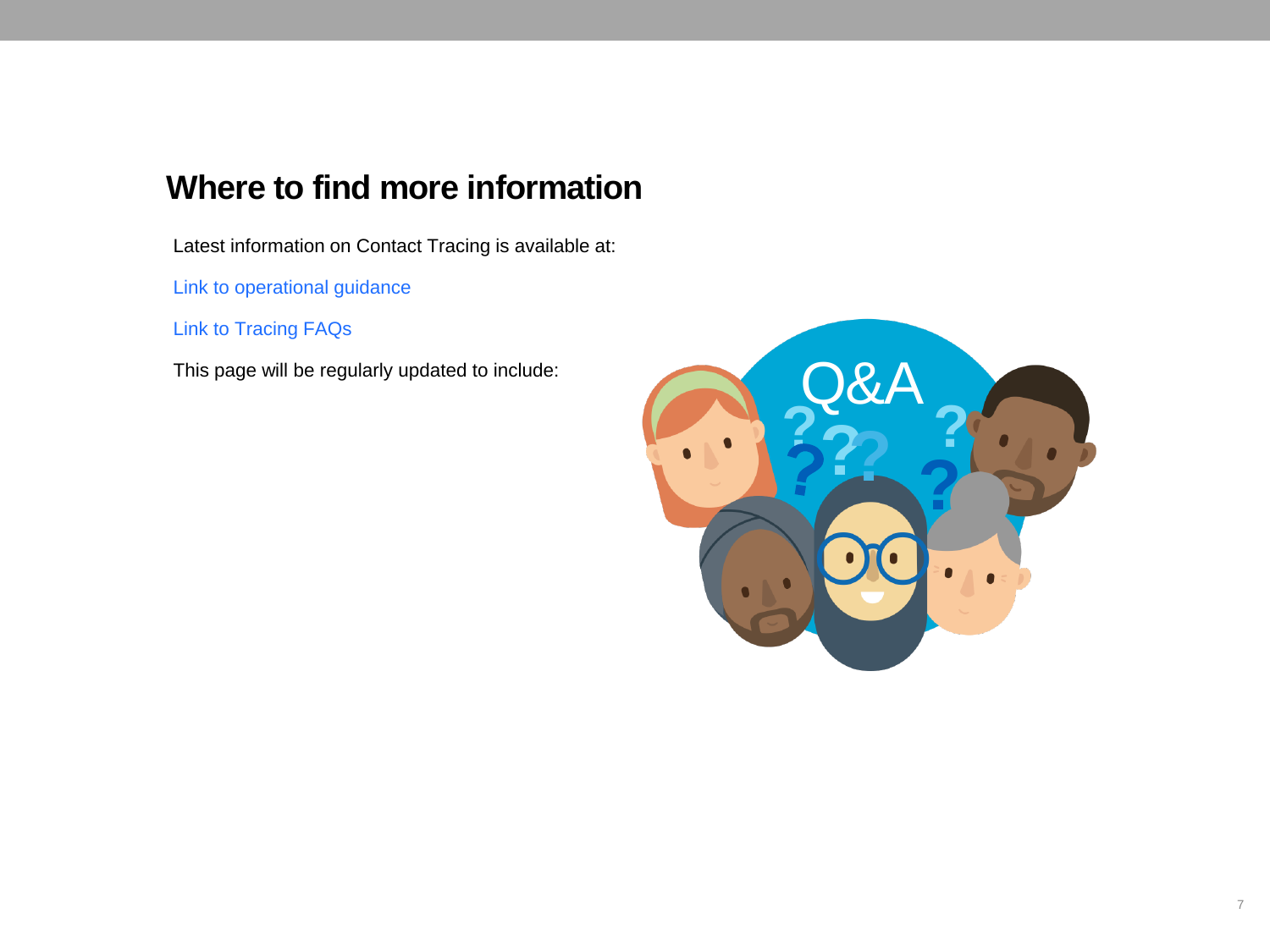# Where to find more information

Latest information on Contact Tracing is available at:

Link to operational guidance

Link to Tracing FAQs

This page will be regularly updated to include: